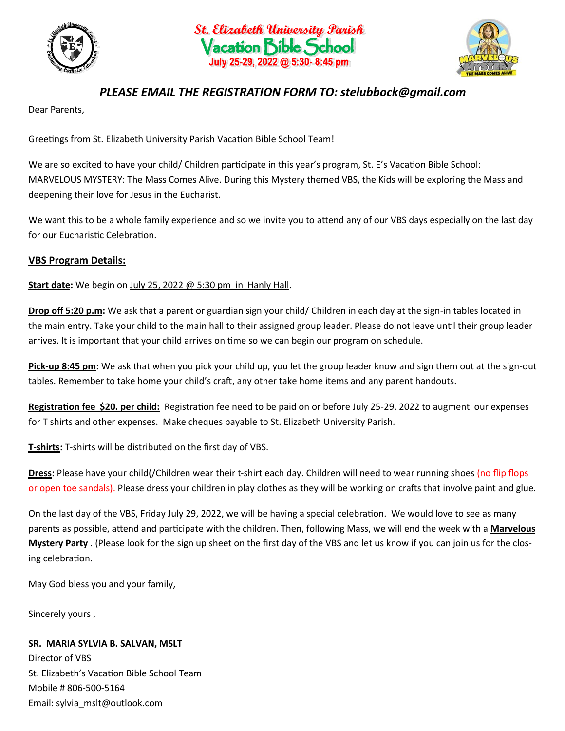# St. Elizabeth University Parish
## Vacation Bible School
### July 25-29, 2022 @ 5:30- 8:45 pm

***PLEASE EMAIL THE REGISTRATION FORM TO: stelubbock@gmail.com***

Dear Parents,

Greetings from St. Elizabeth University Parish Vacation Bible School Team!

We are so excited to have your child/ Children participate in this year's program, St. E's Vacation Bible School: MARVELOUS MYSTERY: The Mass Comes Alive. During this Mystery themed VBS, the Kids will be exploring the Mass and deepening their love for Jesus in the Eucharist.

We want this to be a whole family experience and so we invite you to attend any of our VBS days especially on the last day for our Eucharistic Celebration.

**VBS Program Details:**

**Start date:** We begin on July 25, 2022 @ 5:30 pm in Hanly Hall.

**Drop off 5:20 p.m:** We ask that a parent or guardian sign your child/ Children in each day at the sign-in tables located in the main entry. Take your child to the main hall to their assigned group leader. Please do not leave until their group leader arrives. It is important that your child arrives on time so we can begin our program on schedule.

**Pick-up 8:45 pm:** We ask that when you pick your child up, you let the group leader know and sign them out at the sign-out tables. Remember to take home your child's craft, any other take home items and any parent handouts.

**Registration fee $20. per child:** Registration fee need to be paid on or before July 25-29, 2022 to augment our expenses for T shirts and other expenses. Make cheques payable to St. Elizabeth University Parish.

**T-shirts:** T-shirts will be distributed on the first day of VBS.

**Dress:** Please have your child(/Children wear their t-shirt each day. Children will need to wear running shoes (no flip flops or open toe sandals). Please dress your children in play clothes as they will be working on crafts that involve paint and glue.

On the last day of the VBS, Friday July 29, 2022, we will be having a special celebration. We would love to see as many parents as possible, attend and participate with the children. Then, following Mass, we will end the week with a **Marvelous Mystery Party** . (Please look for the sign up sheet on the first day of the VBS and let us know if you can join us for the closing celebration.

May God bless you and your family,

Sincerely yours ,

**SR. MARIA SYLVIA B. SALVAN, MSLT**
Director of VBS
St. Elizabeth's Vacation Bible School Team
Mobile # 806-500-5164
Email: sylvia_mslt@outlook.com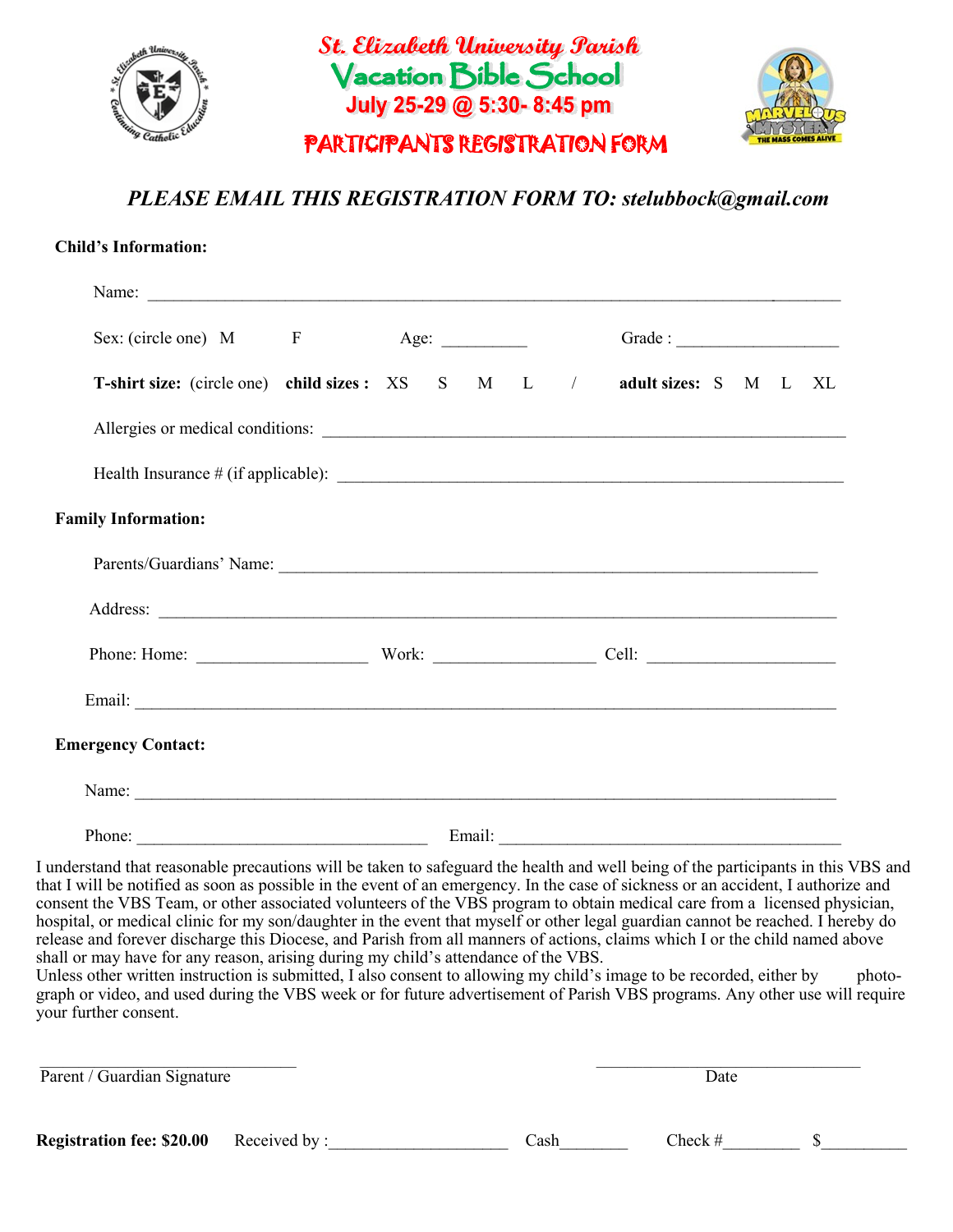# St. Elizabeth University Parish

## Vacation Bible School

**July 25-29 @ 5:30- 8:45 pm**

## PARTICIPANTS REGISTRATION FORM

***PLEASE EMAIL THIS REGISTRATION FORM TO: stelubbock@gmail.com***

**Child's Information:**

Name: ____________________________________________________________________________

Sex: (circle one) M F Age: __________ Grade : ___________________

**T-shirt size:** (circle one) **child sizes :** XS S M L / **adult sizes:** S M L XL

Allergies or medical conditions: ____________________________________________________________

Health Insurance # (if applicable): __________________________________________________________

**Family Information:**

Parents/Guardians' Name: ___________________________________________________________

Address: ________________________________________________________________________

Phone: Home: ____________________ Work: __________________ Cell: _____________________

Email: __________________________________________________________________________

**Emergency Contact:**

Name: __________________________________________________________________________

Phone: _________________________________ Email: _______________________________________

I understand that reasonable precautions will be taken to safeguard the health and well being of the participants in this VBS and that I will be notified as soon as possible in the event of an emergency. In the case of sickness or an accident, I authorize and consent the VBS Team, or other associated volunteers of the VBS program to obtain medical care from a licensed physician, hospital, or medical clinic for my son/daughter in the event that myself or other legal guardian cannot be reached. I hereby do release and forever discharge this Diocese, and Parish from all manners of actions, claims which I or the child named above shall or may have for any reason, arising during my child's attendance of the VBS.
Unless other written instruction is submitted, I also consent to allowing my child's image to be recorded, either by photograph or video, and used during the VBS week or for future advertisement of Parish VBS programs. Any other use will require your further consent.

_____________________________ _____________________________
Parent / Guardian Signature Date

**Registration fee: $20.00** Received by :____________________ Cash_______ Check #________ $_________